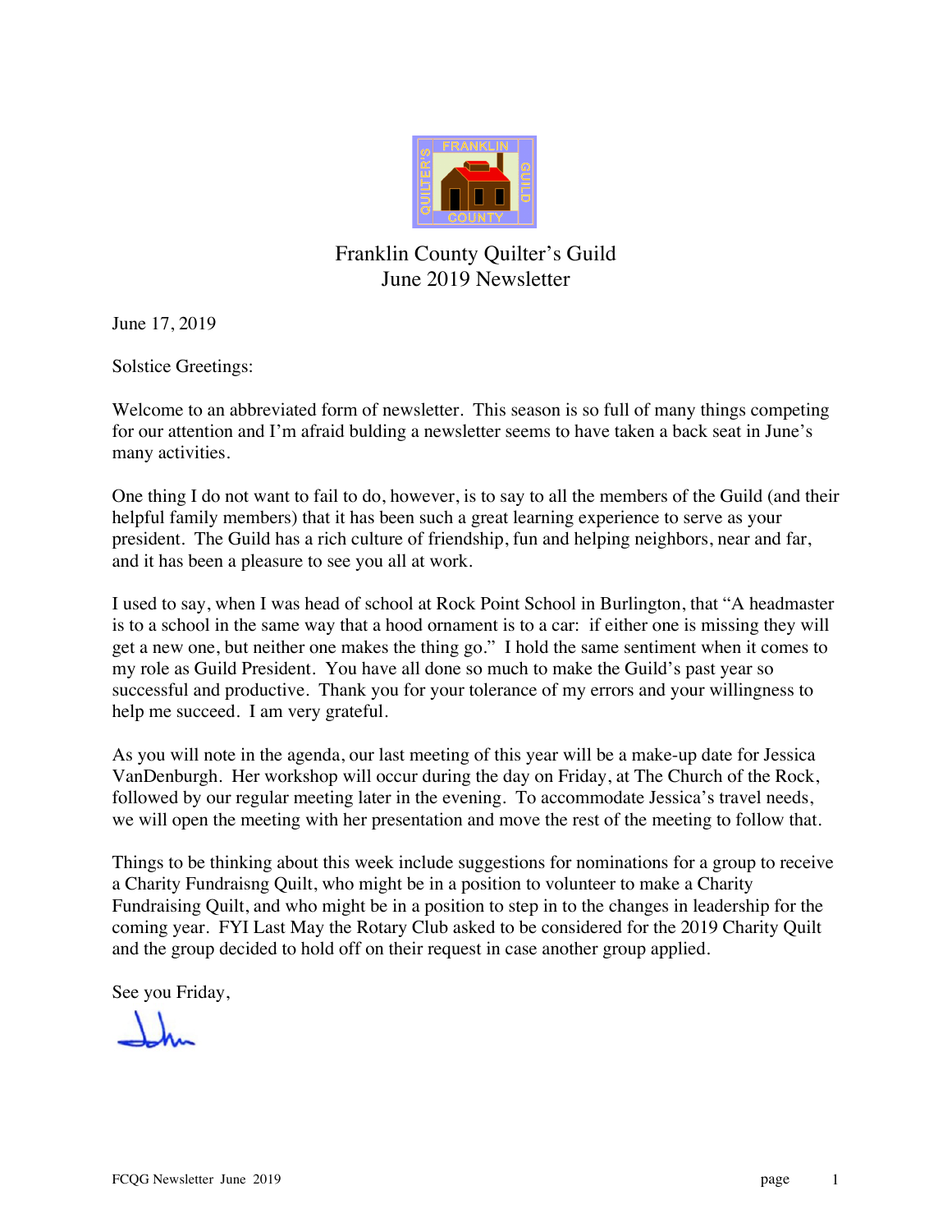# Franklin County Quilter's Guild
## June 2019 Newsletter

June 17, 2019

Solstice Greetings:

Welcome to an abbreviated form of newsletter. This season is so full of many things competing for our attention and I'm afraid bulding a newsletter seems to have taken a back seat in June's many activities.

One thing I do not want to fail to do, however, is to say to all the members of the Guild (and their helpful family members) that it has been such a great learning experience to serve as your president. The Guild has a rich culture of friendship, fun and helping neighbors, near and far, and it has been a pleasure to see you all at work.

I used to say, when I was head of school at Rock Point School in Burlington, that "A headmaster is to a school in the same way that a hood ornament is to a car: if either one is missing they will get a new one, but neither one makes the thing go." I hold the same sentiment when it comes to my role as Guild President. You have all done so much to make the Guild's past year so successful and productive. Thank you for your tolerance of my errors and your willingness to help me succeed. I am very grateful.

As you will note in the agenda, our last meeting of this year will be a make-up date for Jessica VanDenburgh. Her workshop will occur during the day on Friday, at The Church of the Rock, followed by our regular meeting later in the evening. To accommodate Jessica's travel needs, we will open the meeting with her presentation and move the rest of the meeting to follow that.

Things to be thinking about this week include suggestions for nominations for a group to receive a Charity Fundraisng Quilt, who might be in a position to volunteer to make a Charity Fundraising Quilt, and who might be in a position to step in to the changes in leadership for the coming year. FYI Last May the Rotary Club asked to be considered for the 2019 Charity Quilt and the group decided to hold off on their request in case another group applied.

See you Friday,

John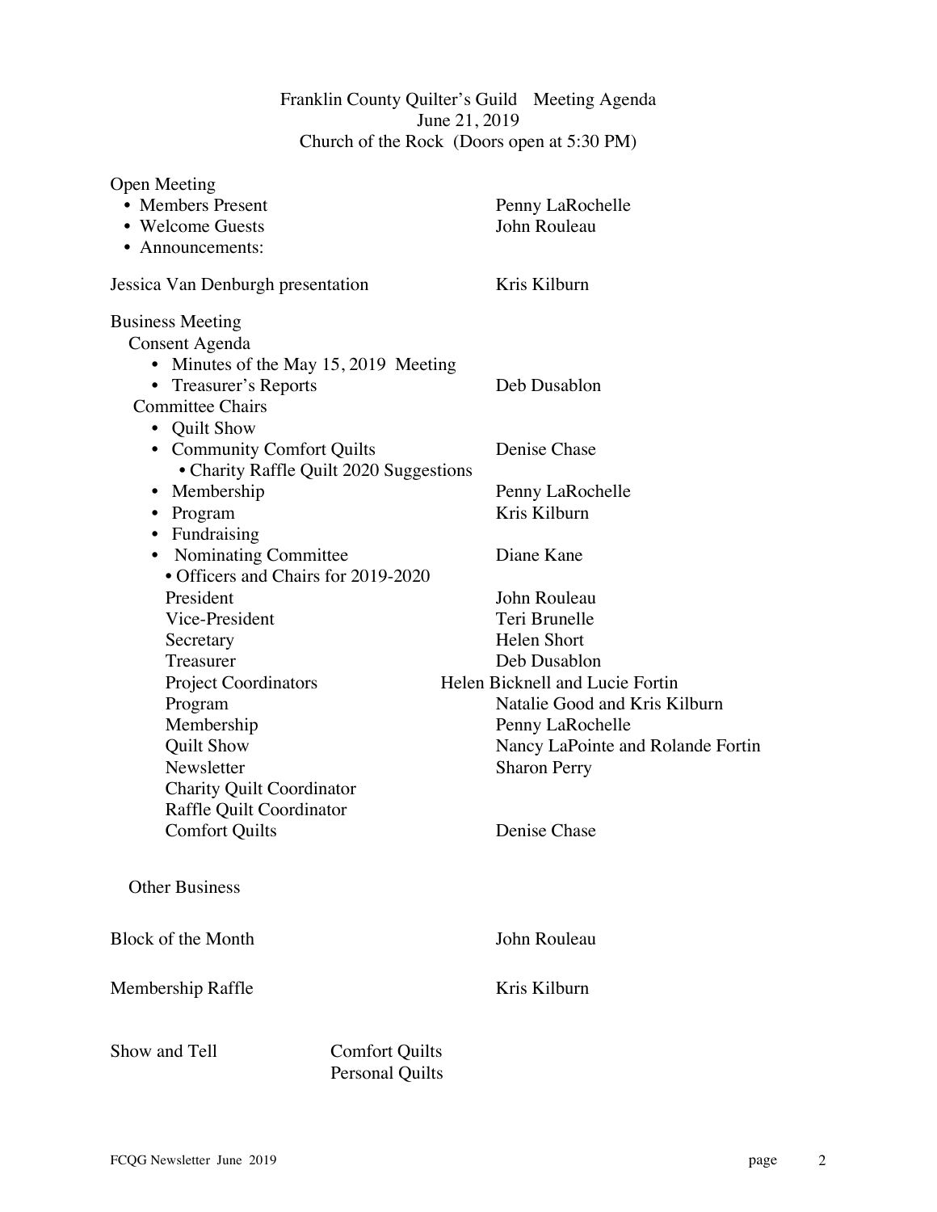Franklin County Quilter's Guild Meeting Agenda
June 21, 2019
Church of the Rock (Doors open at 5:30 PM)

Open Meeting

- Members Present — Penny LaRochelle
- Welcome Guests — John Rouleau
- Announcements:

Jessica Van Denburgh presentation — Kris Kilburn

Business Meeting

Consent Agenda

- Minutes of the May 15, 2019 Meeting
- Treasurer's Reports — Deb Dusablon

Committee Chairs

- Quilt Show
- Community Comfort Quilts — Denise Chase
  - Charity Raffle Quilt 2020 Suggestions
- Membership — Penny LaRochelle
- Program — Kris Kilburn
- Fundraising
- Nominating Committee — Diane Kane
  - Officers and Chairs for 2019-2020

| | |
|---|---|
| President | John Rouleau |
| Vice-President | Teri Brunelle |
| Secretary | Helen Short |
| Treasurer | Deb Dusablon |
| Project Coordinators | Helen Bicknell and Lucie Fortin |
| Program | Natalie Good and Kris Kilburn |
| Membership | Penny LaRochelle |
| Quilt Show | Nancy LaPointe and Rolande Fortin |
| Newsletter | Sharon Perry |
| Charity Quilt Coordinator | |
| Raffle Quilt Coordinator | |
| Comfort Quilts | Denise Chase |

Other Business

Block of the Month — John Rouleau

Membership Raffle — Kris Kilburn

Show and Tell — Comfort Quilts
Personal Quilts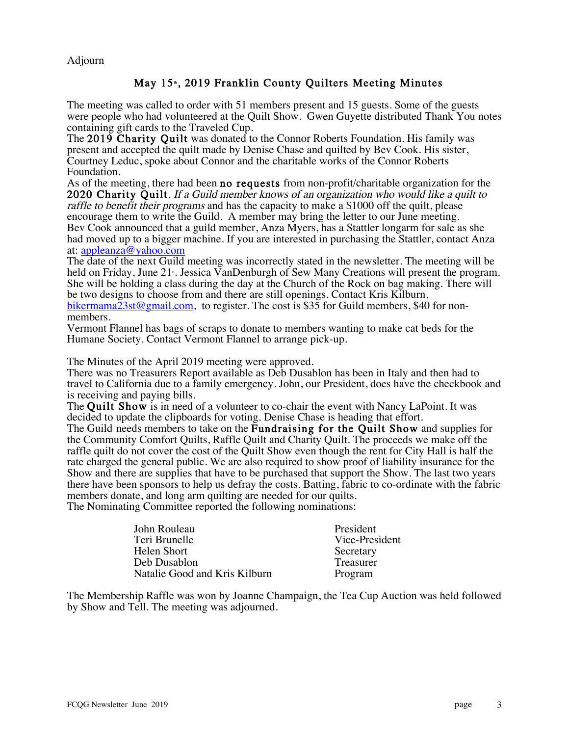Adjourn

## May 15th, 2019 Franklin County Quilters Meeting Minutes

The meeting was called to order with 51 members present and 15 guests. Some of the guests were people who had volunteered at the Quilt Show. Gwen Guyette distributed Thank You notes containing gift cards to the Traveled Cup.

The **2019 Charity Quilt** was donated to the Connor Roberts Foundation. His family was present and accepted the quilt made by Denise Chase and quilted by Bev Cook. His sister, Courtney Leduc, spoke about Connor and the charitable works of the Connor Roberts Foundation.

As of the meeting, there had been **no requests** from non-profit/charitable organization for the **2020 Charity Quilt**. *If a Guild member knows of an organization who would like a quilt to raffle to benefit their programs* and has the capacity to make a $1000 off the quilt, please encourage them to write the Guild. A member may bring the letter to our June meeting.

Bev Cook announced that a guild member, Anza Myers, has a Stattler longarm for sale as she had moved up to a bigger machine. If you are interested in purchasing the Stattler, contact Anza at: appleanza@yahoo.com

The date of the next Guild meeting was incorrectly stated in the newsletter. The meeting will be held on Friday, June 21st. Jessica VanDenburgh of Sew Many Creations will present the program. She will be holding a class during the day at the Church of the Rock on bag making. There will be two designs to choose from and there are still openings. Contact Kris Kilburn, bikermama23st@gmail.com, to register. The cost is $35 for Guild members, $40 for non-members.

Vermont Flannel has bags of scraps to donate to members wanting to make cat beds for the Humane Society. Contact Vermont Flannel to arrange pick-up.

The Minutes of the April 2019 meeting were approved.

There was no Treasurers Report available as Deb Dusablon has been in Italy and then had to travel to California due to a family emergency. John, our President, does have the checkbook and is receiving and paying bills.

The **Quilt Show** is in need of a volunteer to co-chair the event with Nancy LaPoint. It was decided to update the clipboards for voting. Denise Chase is heading that effort.

The Guild needs members to take on the **Fundraising for the Quilt Show** and supplies for the Community Comfort Quilts, Raffle Quilt and Charity Quilt. The proceeds we make off the raffle quilt do not cover the cost of the Quilt Show even though the rent for City Hall is half the rate charged the general public. We are also required to show proof of liability insurance for the Show and there are supplies that have to be purchased that support the Show. The last two years there have been sponsors to help us defray the costs. Batting, fabric to co-ordinate with the fabric members donate, and long arm quilting are needed for our quilts.

The Nominating Committee reported the following nominations:

| | |
|---|---|
| John Rouleau | President |
| Teri Brunelle | Vice-President |
| Helen Short | Secretary |
| Deb Dusablon | Treasurer |
| Natalie Good and Kris Kilburn | Program |

The Membership Raffle was won by Joanne Champaign, the Tea Cup Auction was held followed by Show and Tell. The meeting was adjourned.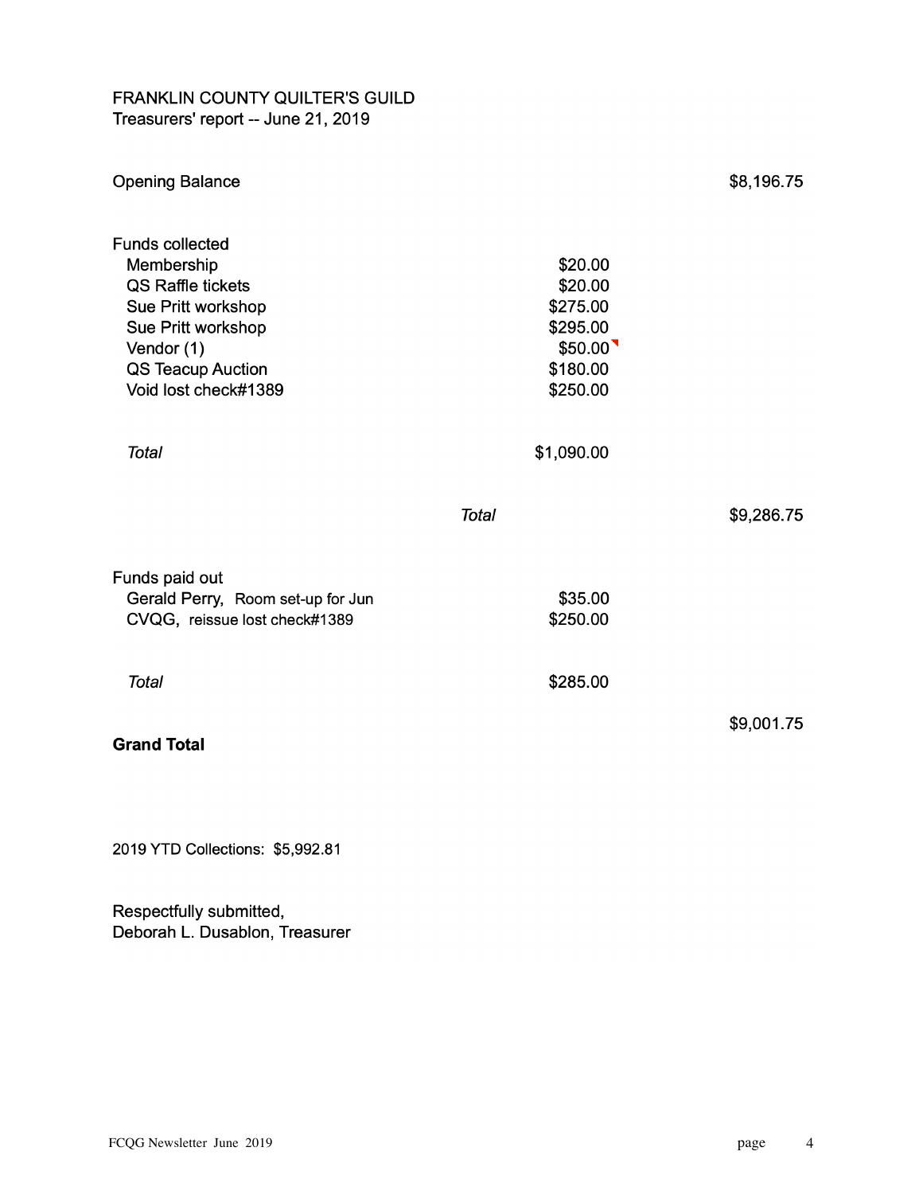# FRANKLIN COUNTY QUILTER'S GUILD

Treasurers' report -- June 21, 2019

| | | |
|---|---|---|
| Opening Balance | | $8,196.75 |
| | | |
| **Funds collected** | | |
| Membership | $20.00 | |
| QS Raffle tickets | $20.00 | |
| Sue Pritt workshop | $275.00 | |
| Sue Pritt workshop | $295.00 | |
| Vendor (1) | $50.00 | |
| QS Teacup Auction | $180.00 | |
| Void lost check#1389 | $250.00 | |
| | | |
| *Total* | $1,090.00 | |
| | | |
| | *Total* | $9,286.75 |
| | | |
| **Funds paid out** | | |
| Gerald Perry, Room set-up for Jun | $35.00 | |
| CVQG, reissue lost check#1389 | $250.00 | |
| | | |
| *Total* | $285.00 | |
| | | |
| **Grand Total** | | $9,001.75 |

2019 YTD Collections: $5,992.81

Respectfully submitted,
Deborah L. Dusablon, Treasurer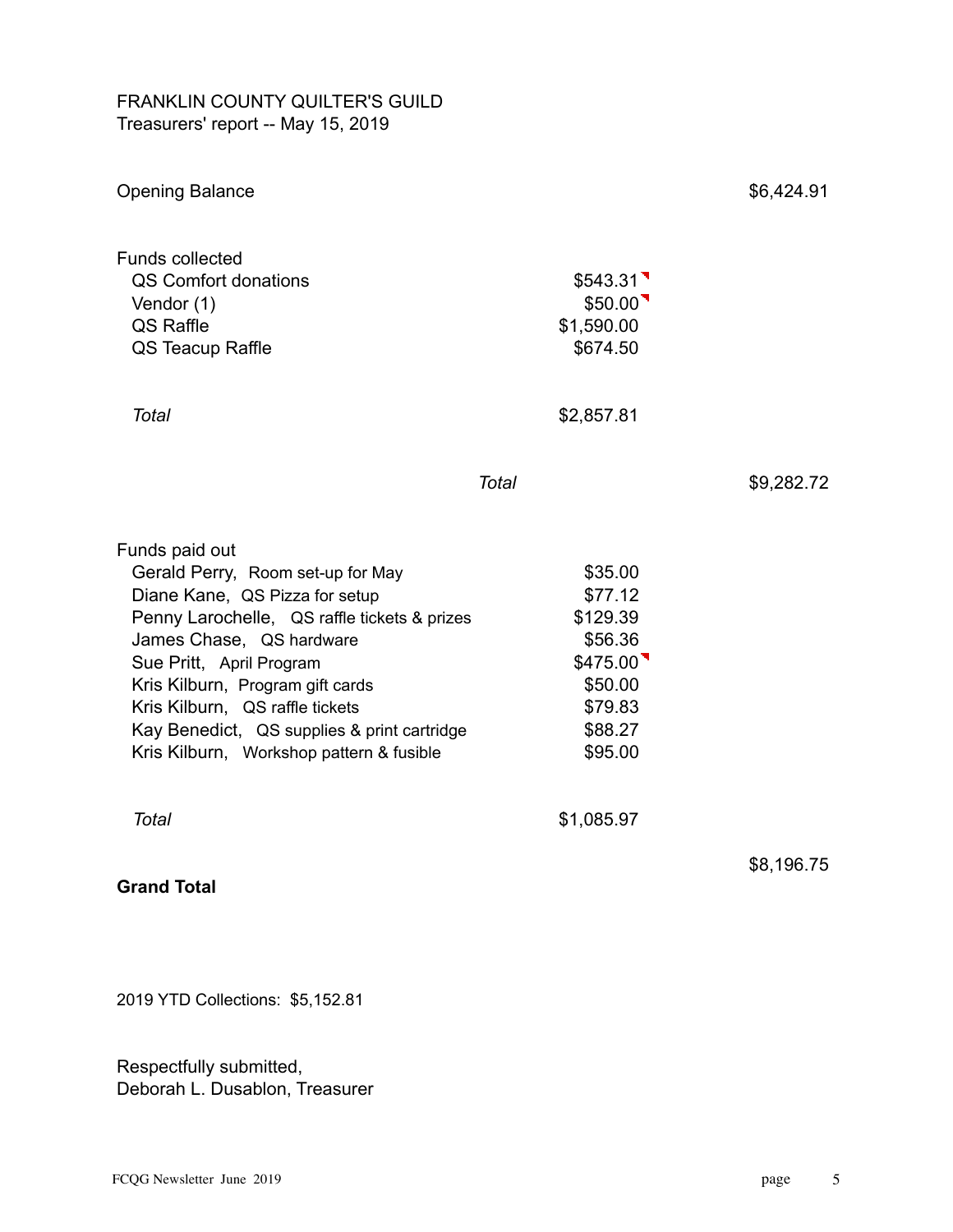FRANKLIN COUNTY QUILTER'S GUILD
Treasurers' report -- May 15, 2019

| | | |
|---|---|---|
| Opening Balance | | $6,424.91 |
| | | |
| **Funds collected** | | |
| QS Comfort donations | $543.31 | |
| Vendor (1) | $50.00 | |
| QS Raffle | $1,590.00 | |
| QS Teacup Raffle | $674.50 | |
| | | |
| *Total* | $2,857.81 | |
| | | |
| *Total* | | $9,282.72 |
| | | |
| **Funds paid out** | | |
| Gerald Perry, Room set-up for May | $35.00 | |
| Diane Kane, QS Pizza for setup | $77.12 | |
| Penny Larochelle, QS raffle tickets & prizes | $129.39 | |
| James Chase, QS hardware | $56.36 | |
| Sue Pritt, April Program | $475.00 | |
| Kris Kilburn, Program gift cards | $50.00 | |
| Kris Kilburn, QS raffle tickets | $79.83 | |
| Kay Benedict, QS supplies & print cartridge | $88.27 | |
| Kris Kilburn, Workshop pattern & fusible | $95.00 | |
| | | |
| *Total* | $1,085.97 | |
| | | |
| **Grand Total** | | $8,196.75 |

2019 YTD Collections: $5,152.81

Respectfully submitted,
Deborah L. Dusablon, Treasurer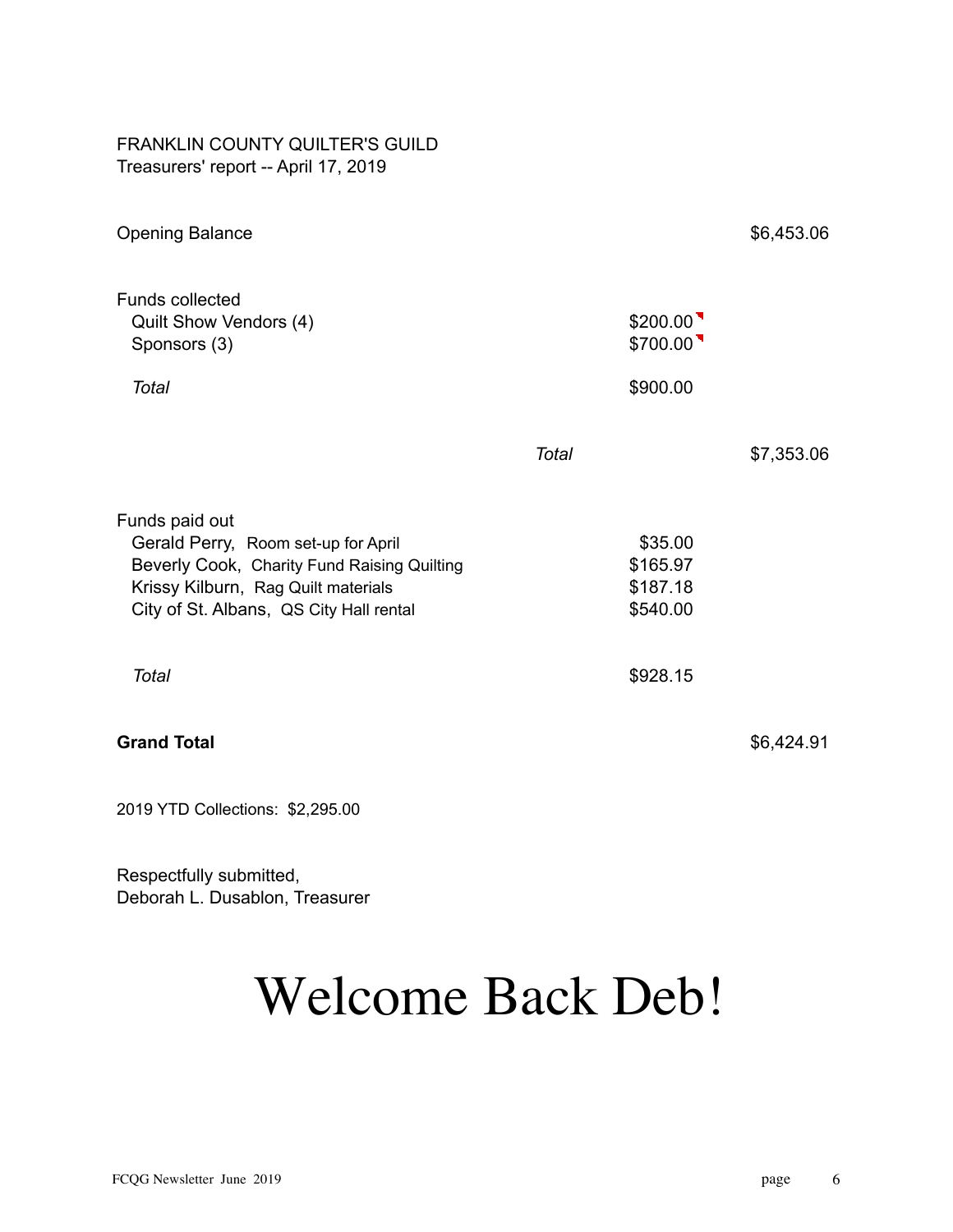FRANKLIN COUNTY QUILTER'S GUILD
Treasurers' report -- April 17, 2019

| | | | |
|---|---|---|---|
| Opening Balance | | | $6,453.06 |
| **Funds collected** | | | |
| Quilt Show Vendors (4) | | $200.00 | |
| Sponsors (3) | | $700.00 | |
| *Total* | | $900.00 | |
| | *Total* | | $7,353.06 |
| **Funds paid out** | | | |
| Gerald Perry, Room set-up for April | | $35.00 | |
| Beverly Cook, Charity Fund Raising Quilting | | $165.97 | |
| Krissy Kilburn, Rag Quilt materials | | $187.18 | |
| City of St. Albans, QS City Hall rental | | $540.00 | |
| *Total* | | $928.15 | |
| **Grand Total** | | | $6,424.91 |

2019 YTD Collections: $2,295.00

Respectfully submitted,
Deborah L. Dusablon, Treasurer

# Welcome Back Deb!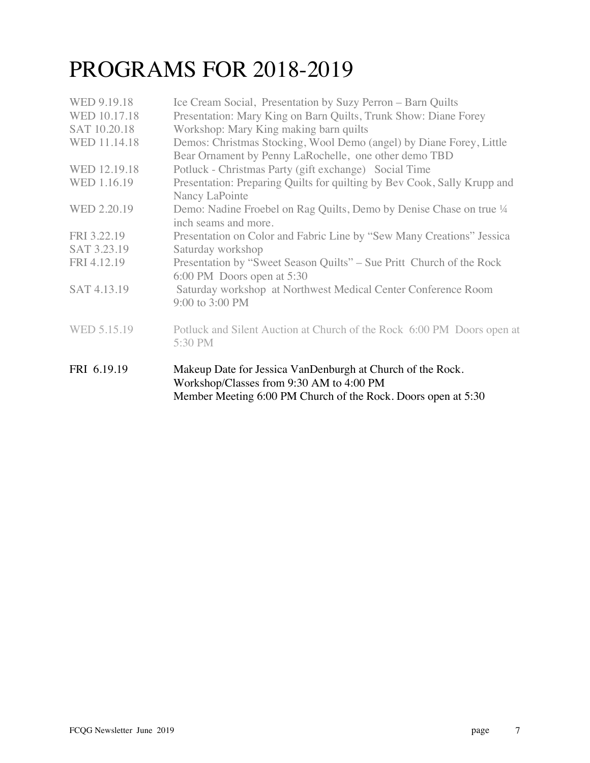# PROGRAMS FOR 2018-2019

| | |
|---|---|
| WED 9.19.18 | Ice Cream Social, Presentation by Suzy Perron – Barn Quilts |
| WED 10.17.18 | Presentation: Mary King on Barn Quilts, Trunk Show: Diane Forey |
| SAT 10.20.18 | Workshop: Mary King making barn quilts |
| WED 11.14.18 | Demos: Christmas Stocking, Wool Demo (angel) by Diane Forey, Little Bear Ornament by Penny LaRochelle, one other demo TBD |
| WED 12.19.18 | Potluck - Christmas Party (gift exchange) Social Time |
| WED 1.16.19 | Presentation: Preparing Quilts for quilting by Bev Cook, Sally Krupp and Nancy LaPointe |
| WED 2.20.19 | Demo: Nadine Froebel on Rag Quilts, Demo by Denise Chase on true ¼ inch seams and more. |
| FRI 3.22.19 | Presentation on Color and Fabric Line by "Sew Many Creations" Jessica |
| SAT 3.23.19 | Saturday workshop |
| FRI 4.12.19 | Presentation by "Sweet Season Quilts" – Sue Pritt Church of the Rock 6:00 PM Doors open at 5:30 |
| SAT 4.13.19 | Saturday workshop at Northwest Medical Center Conference Room 9:00 to 3:00 PM |
| WED 5.15.19 | Potluck and Silent Auction at Church of the Rock 6:00 PM Doors open at 5:30 PM |
| FRI 6.19.19 | Makeup Date for Jessica VanDenburgh at Church of the Rock. Workshop/Classes from 9:30 AM to 4:00 PM Member Meeting 6:00 PM Church of the Rock. Doors open at 5:30 |